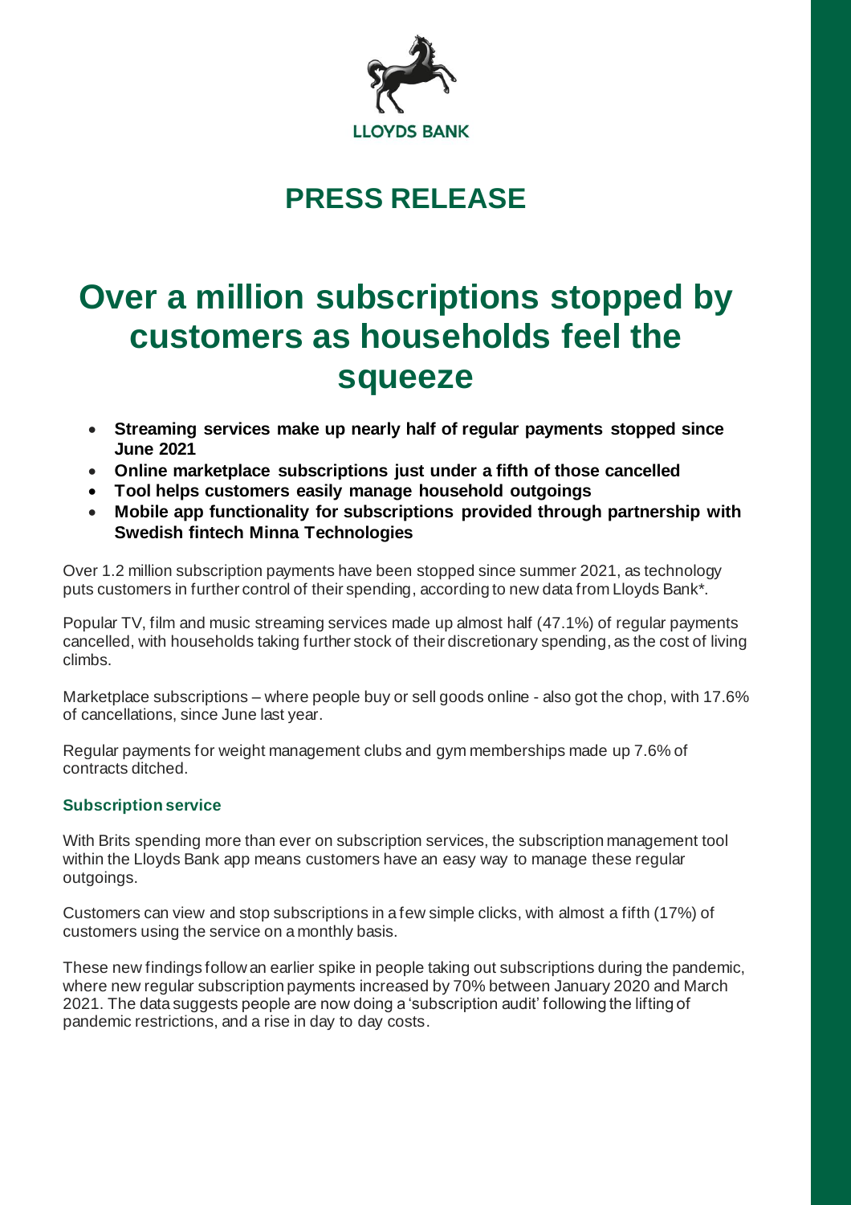LLOYDS BANK

# PRESS RELEASE

# Over a million subscriptions stopped by customers as households feel the squeeze

- **Streaming services make up nearly half of regular payments stopped since June 2021**
- **Online marketplace subscriptions just under a fifth of those cancelled**
- **Tool helps customers easily manage household outgoings**
- **Mobile app functionality for subscriptions provided through partnership with Swedish fintech Minna Technologies**

Over 1.2 million subscription payments have been stopped since summer 2021, as technology puts customers in further control of their spending, according to new data from Lloyds Bank*.

Popular TV, film and music streaming services made up almost half (47.1%) of regular payments cancelled, with households taking further stock of their discretionary spending, as the cost of living climbs.

Marketplace subscriptions – where people buy or sell goods online - also got the chop, with 17.6% of cancellations, since June last year.

Regular payments for weight management clubs and gym memberships made up 7.6% of contracts ditched.

### Subscription service

With Brits spending more than ever on subscription services, the subscription management tool within the Lloyds Bank app means customers have an easy way to manage these regular outgoings.

Customers can view and stop subscriptions in a few simple clicks, with almost a fifth (17%) of customers using the service on a monthly basis.

These new findings follow an earlier spike in people taking out subscriptions during the pandemic, where new regular subscription payments increased by 70% between January 2020 and March 2021. The data suggests people are now doing a 'subscription audit' following the lifting of pandemic restrictions, and a rise in day to day costs.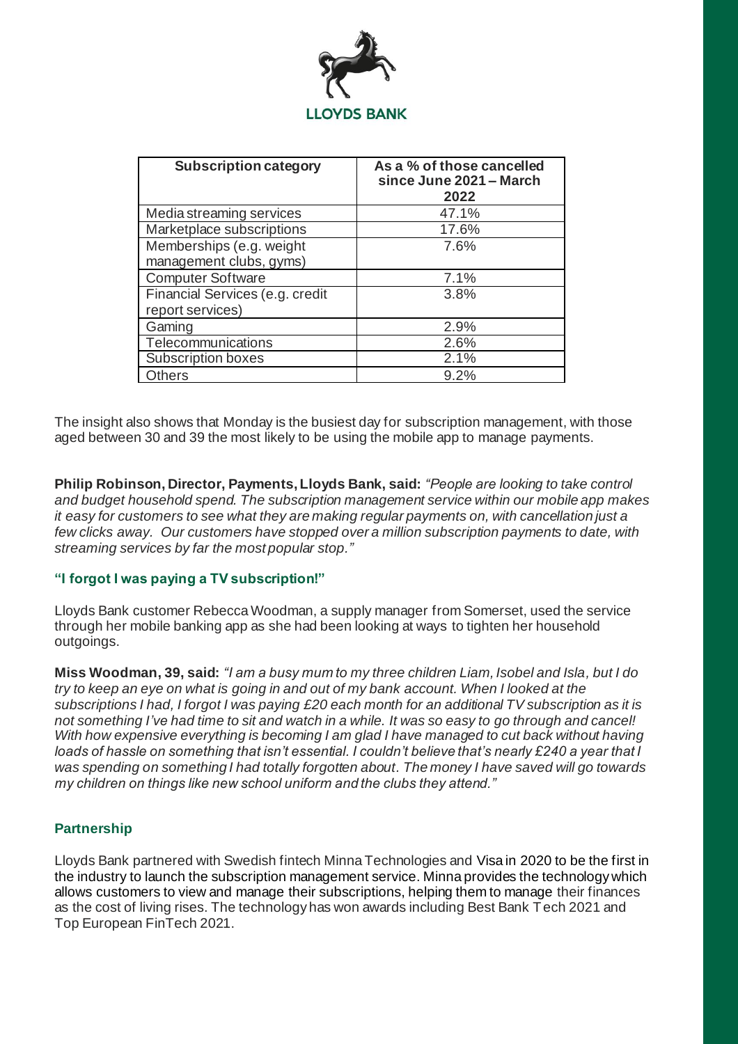| Subscription category | As a % of those cancelled since June 2021 – March 2022 |
|---|---|
| Media streaming services | 47.1% |
| Marketplace subscriptions | 17.6% |
| Memberships (e.g. weight management clubs, gyms) | 7.6% |
| Computer Software | 7.1% |
| Financial Services (e.g. credit report services) | 3.8% |
| Gaming | 2.9% |
| Telecommunications | 2.6% |
| Subscription boxes | 2.1% |
| Others | 9.2% |

The insight also shows that Monday is the busiest day for subscription management, with those aged between 30 and 39 the most likely to be using the mobile app to manage payments.

**Philip Robinson, Director, Payments, Lloyds Bank, said:** *"People are looking to take control and budget household spend. The subscription management service within our mobile app makes it easy for customers to see what they are making regular payments on, with cancellation just a few clicks away. Our customers have stopped over a million subscription payments to date, with streaming services by far the most popular stop."*

### "I forgot I was paying a TV subscription!"

Lloyds Bank customer Rebecca Woodman, a supply manager from Somerset, used the service through her mobile banking app as she had been looking at ways to tighten her household outgoings.

**Miss Woodman, 39, said:** *"I am a busy mum to my three children Liam, Isobel and Isla, but I do try to keep an eye on what is going in and out of my bank account. When I looked at the subscriptions I had, I forgot I was paying £20 each month for an additional TV subscription as it is not something I've had time to sit and watch in a while. It was so easy to go through and cancel! With how expensive everything is becoming I am glad I have managed to cut back without having loads of hassle on something that isn't essential. I couldn't believe that's nearly £240 a year that I was spending on something I had totally forgotten about. The money I have saved will go towards my children on things like new school uniform and the clubs they attend."*

### Partnership

Lloyds Bank partnered with Swedish fintech Minna Technologies and Visa in 2020 to be the first in the industry to launch the subscription management service. Minna provides the technology which allows customers to view and manage their subscriptions, helping them to manage their finances as the cost of living rises. The technology has won awards including Best Bank Tech 2021 and Top European FinTech 2021.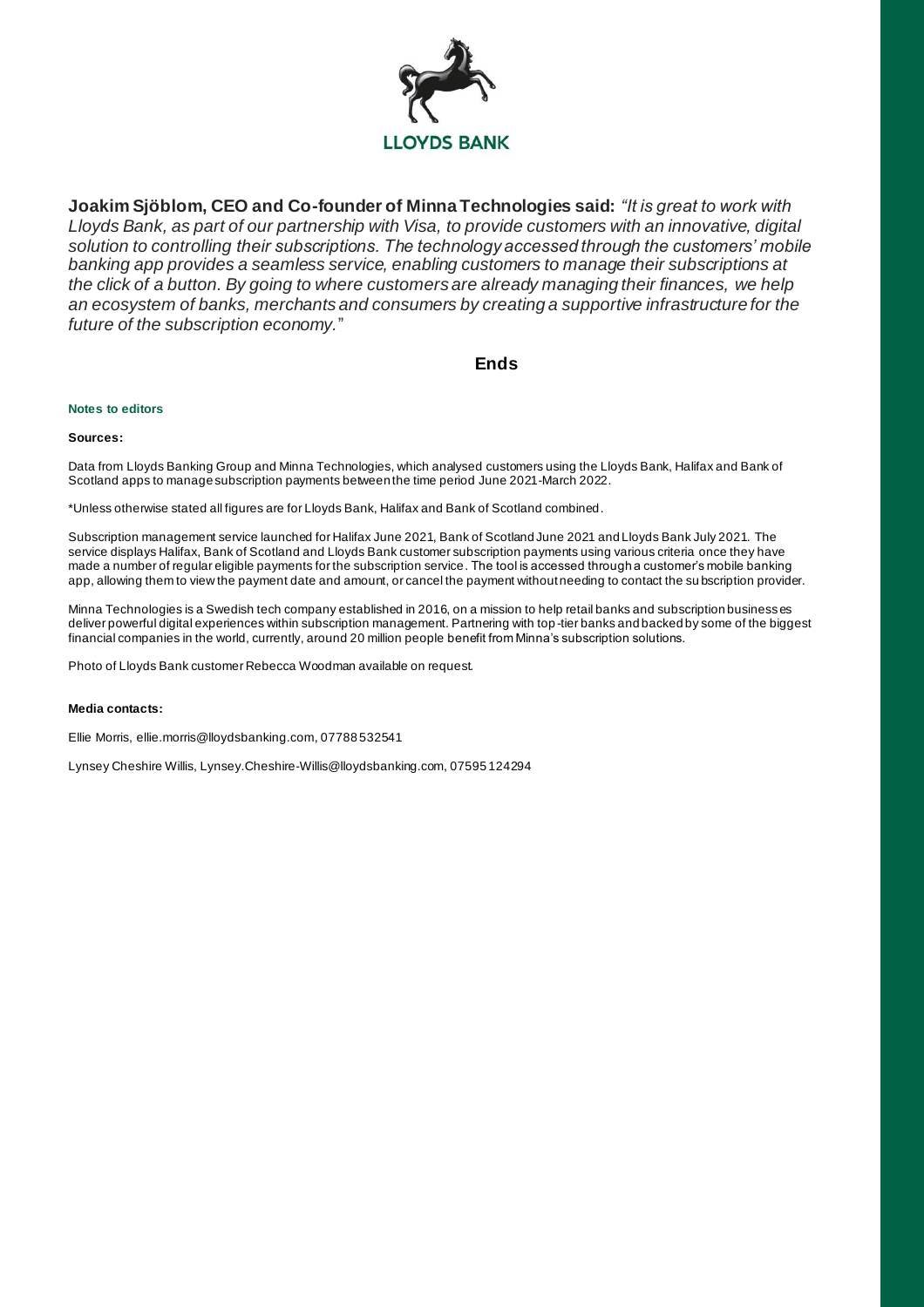**Joakim Sjöblom, CEO and Co-founder of Minna Technologies said:** *"It is great to work with Lloyds Bank, as part of our partnership with Visa, to provide customers with an innovative, digital solution to controlling their subscriptions. The technology accessed through the customers' mobile banking app provides a seamless service, enabling customers to manage their subscriptions at the click of a button. By going to where customers are already managing their finances, we help an ecosystem of banks, merchants and consumers by creating a supportive infrastructure for the future of the subscription economy."*

**Ends**

**Notes to editors**

**Sources:**

Data from Lloyds Banking Group and Minna Technologies, which analysed customers using the Lloyds Bank, Halifax and Bank of Scotland apps to manage subscription payments between the time period June 2021-March 2022.

*Unless otherwise stated all figures are for Lloyds Bank, Halifax and Bank of Scotland combined.

Subscription management service launched for Halifax June 2021, Bank of Scotland June 2021 and Lloyds Bank July 2021. The service displays Halifax, Bank of Scotland and Lloyds Bank customer subscription payments using various criteria once they have made a number of regular eligible payments for the subscription service. The tool is accessed through a customer's mobile banking app, allowing them to view the payment date and amount, or cancel the payment without needing to contact the subscription provider.

Minna Technologies is a Swedish tech company established in 2016, on a mission to help retail banks and subscription businesses deliver powerful digital experiences within subscription management. Partnering with top-tier banks and backed by some of the biggest financial companies in the world, currently, around 20 million people benefit from Minna's subscription solutions.

Photo of Lloyds Bank customer Rebecca Woodman available on request.

**Media contacts:**

Ellie Morris, ellie.morris@lloydsbanking.com, 07788532541

Lynsey Cheshire Willis, Lynsey.Cheshire-Willis@lloydsbanking.com, 07595124294